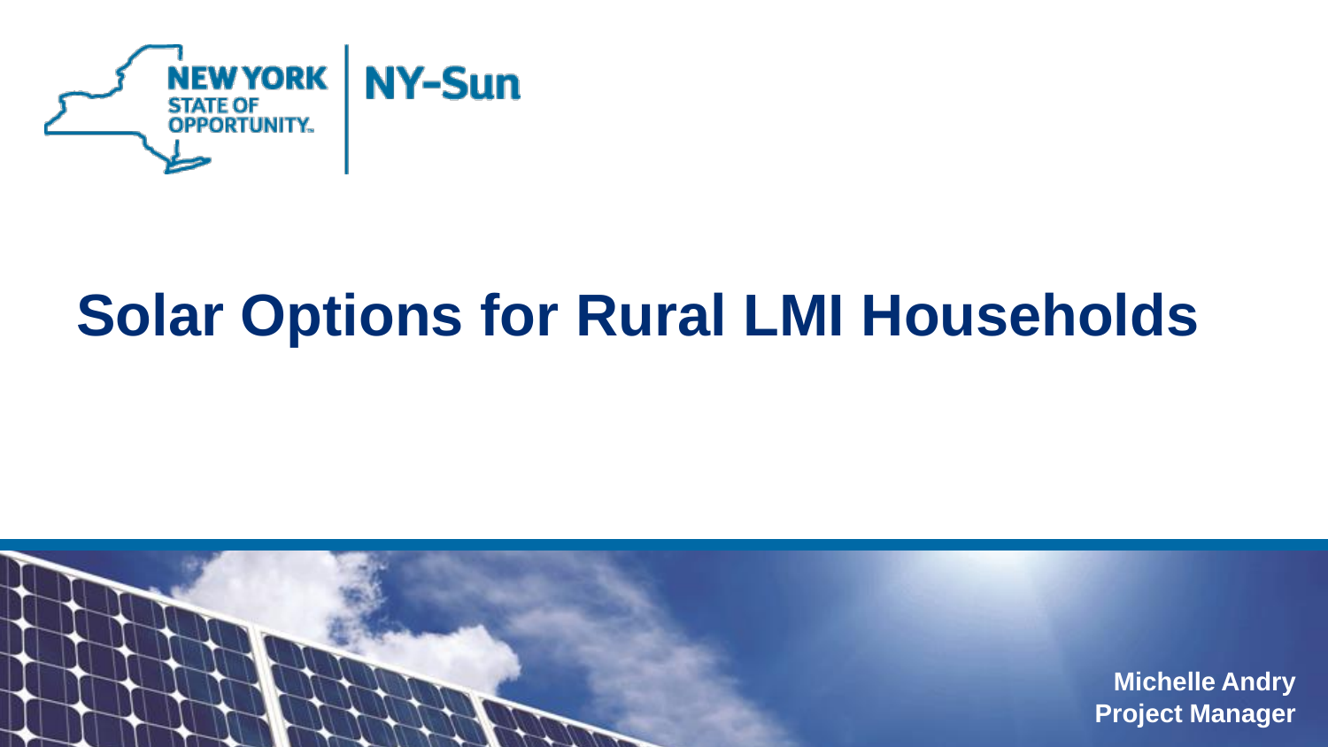NEW YORK STATE OF OPPORTUNITY. | NY-Sun

# Solar Options for Rural LMI Households

**Michelle Andry**
**Project Manager**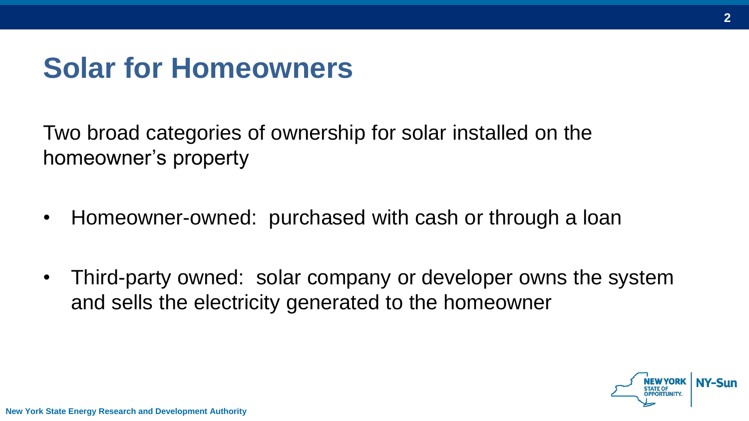# Solar for Homeowners

Two broad categories of ownership for solar installed on the homeowner's property

- Homeowner-owned: purchased with cash or through a loan
- Third-party owned: solar company or developer owns the system and sells the electricity generated to the homeowner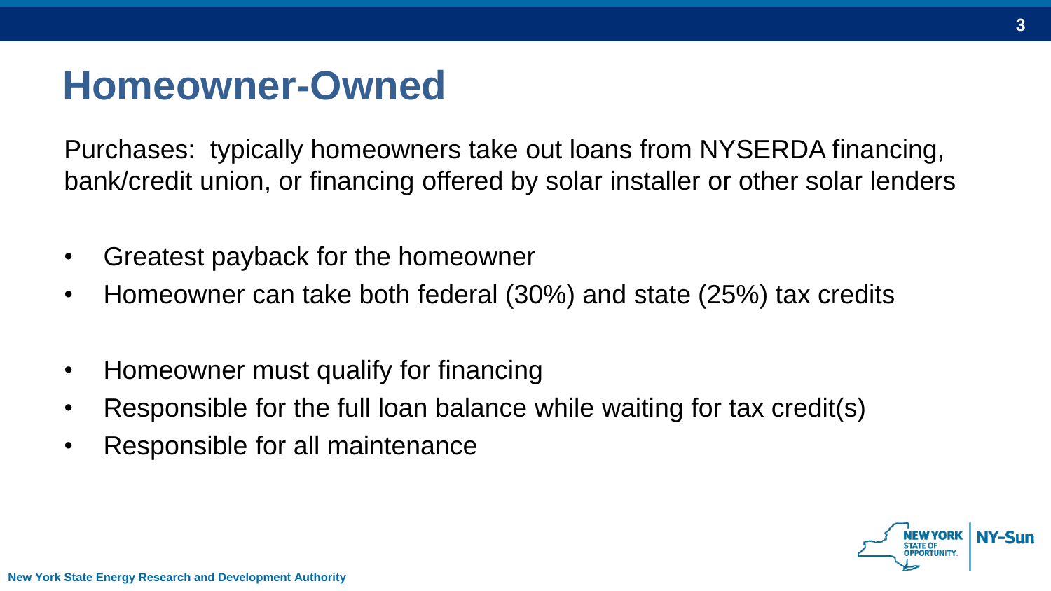# Homeowner-Owned

Purchases: typically homeowners take out loans from NYSERDA financing, bank/credit union, or financing offered by solar installer or other solar lenders

- Greatest payback for the homeowner
- Homeowner can take both federal (30%) and state (25%) tax credits

- Homeowner must qualify for financing
- Responsible for the full loan balance while waiting for tax credit(s)
- Responsible for all maintenance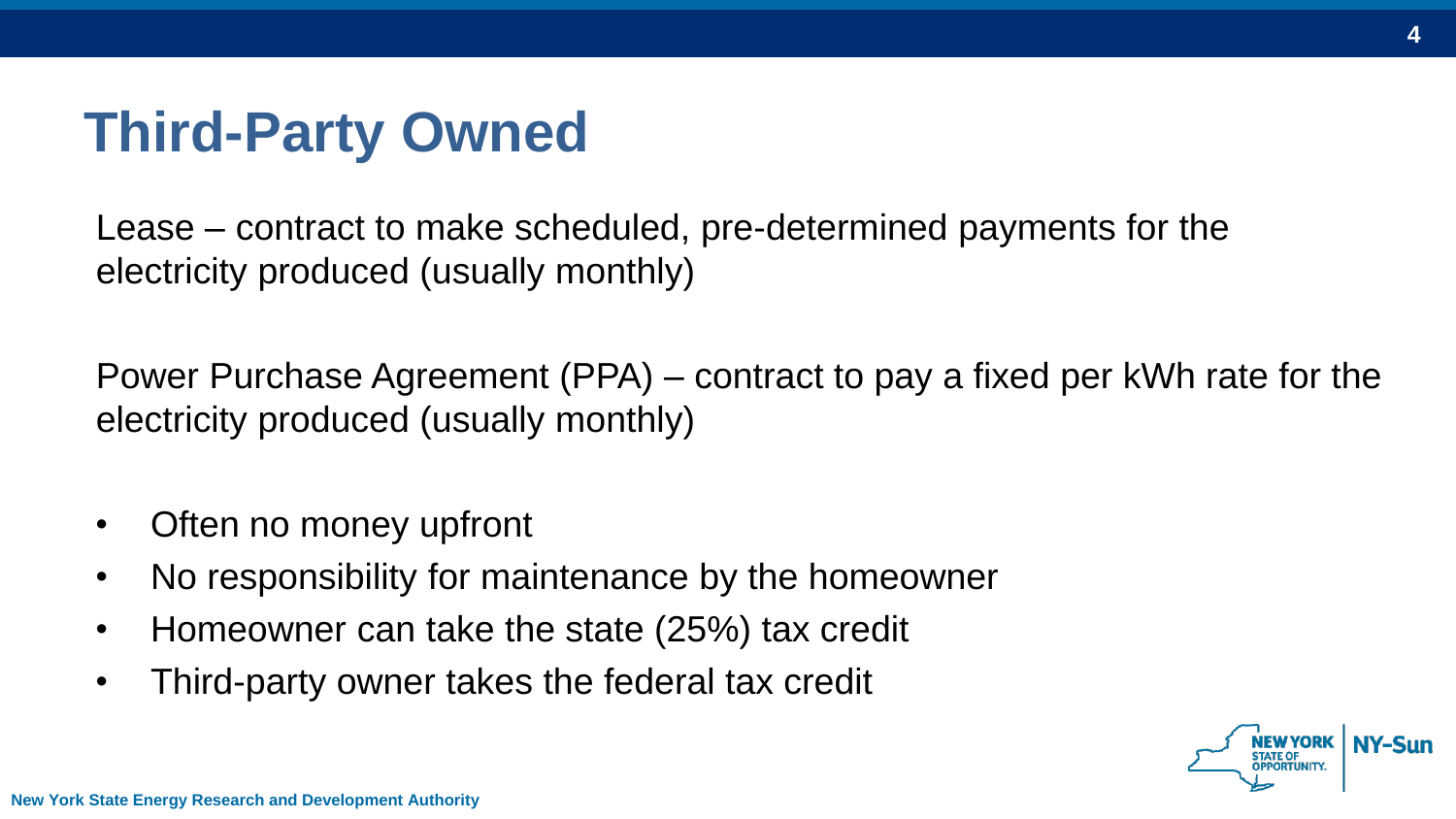# Third-Party Owned

Lease – contract to make scheduled, pre-determined payments for the electricity produced (usually monthly)

Power Purchase Agreement (PPA) – contract to pay a fixed per kWh rate for the electricity produced (usually monthly)

- Often no money upfront
- No responsibility for maintenance by the homeowner
- Homeowner can take the state (25%) tax credit
- Third-party owner takes the federal tax credit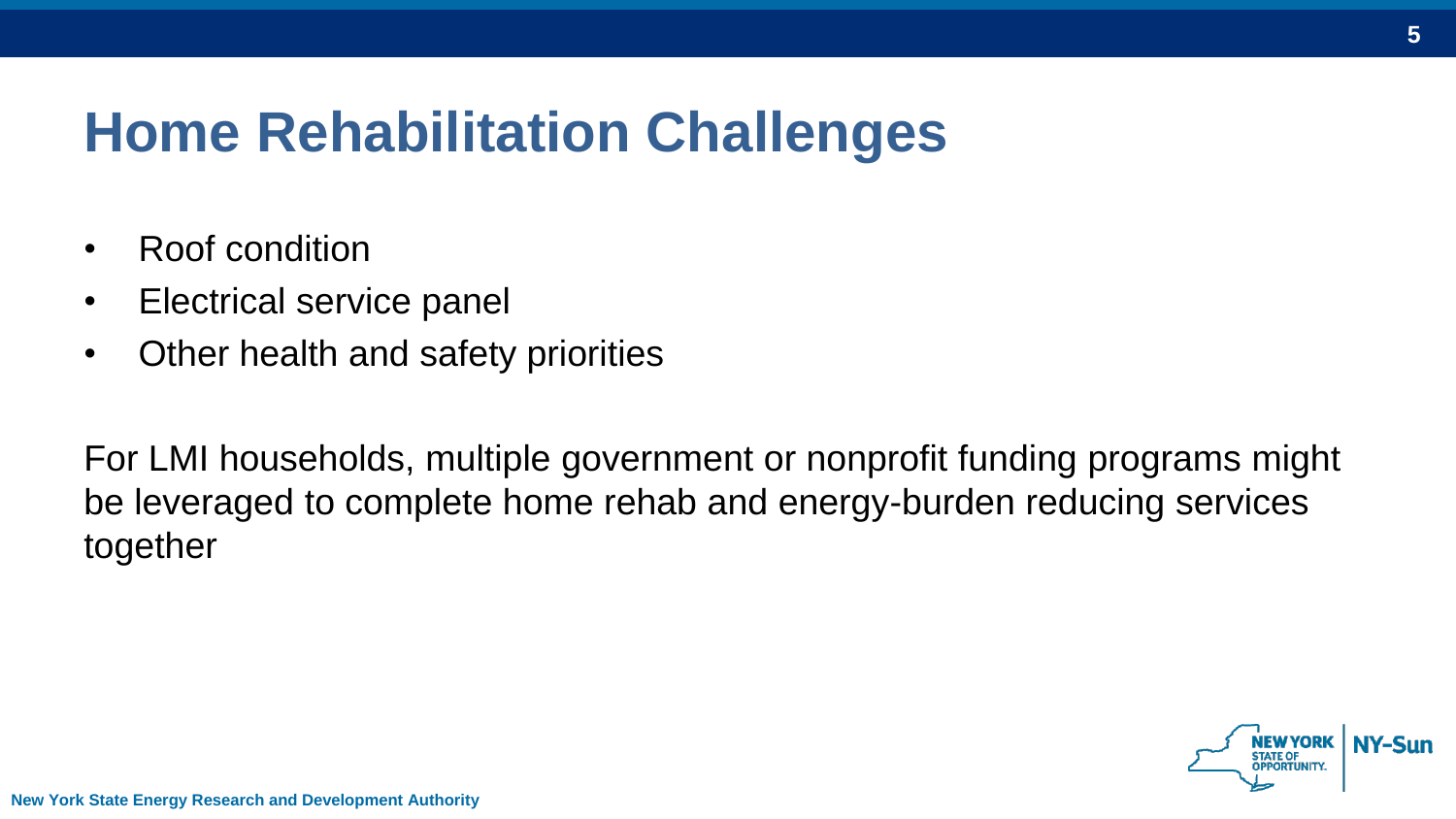# Home Rehabilitation Challenges

- Roof condition
- Electrical service panel
- Other health and safety priorities

For LMI households, multiple government or nonprofit funding programs might be leveraged to complete home rehab and energy-burden reducing services together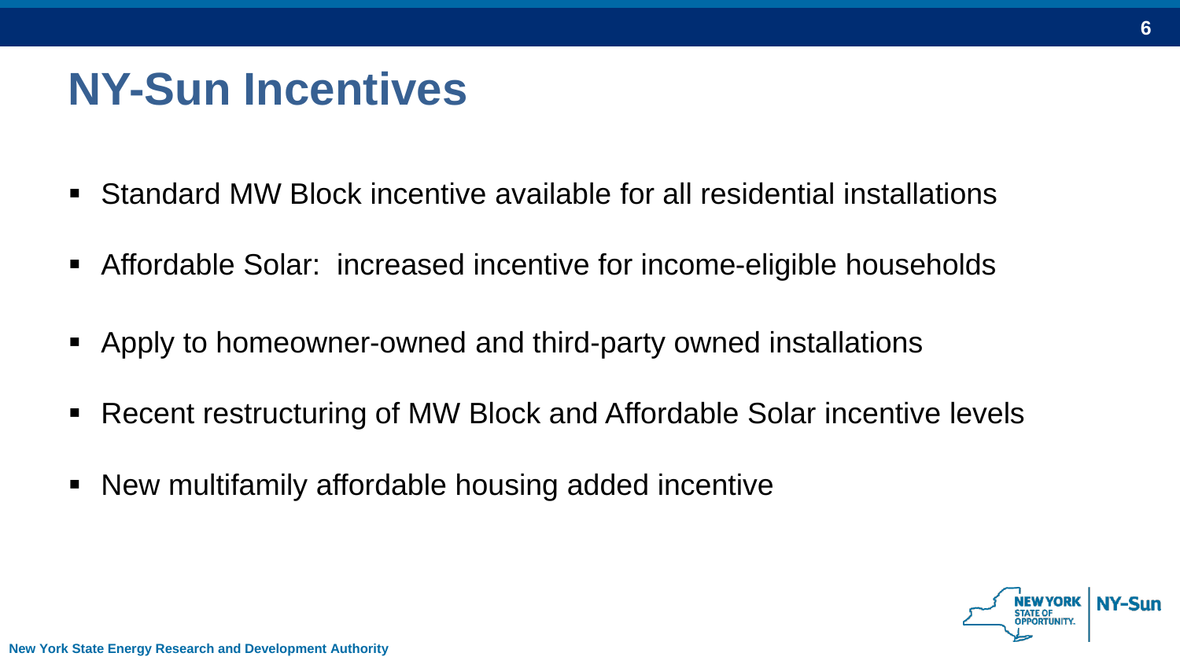# NY-Sun Incentives

- Standard MW Block incentive available for all residential installations
- Affordable Solar: increased incentive for income-eligible households
- Apply to homeowner-owned and third-party owned installations
- Recent restructuring of MW Block and Affordable Solar incentive levels
- New multifamily affordable housing added incentive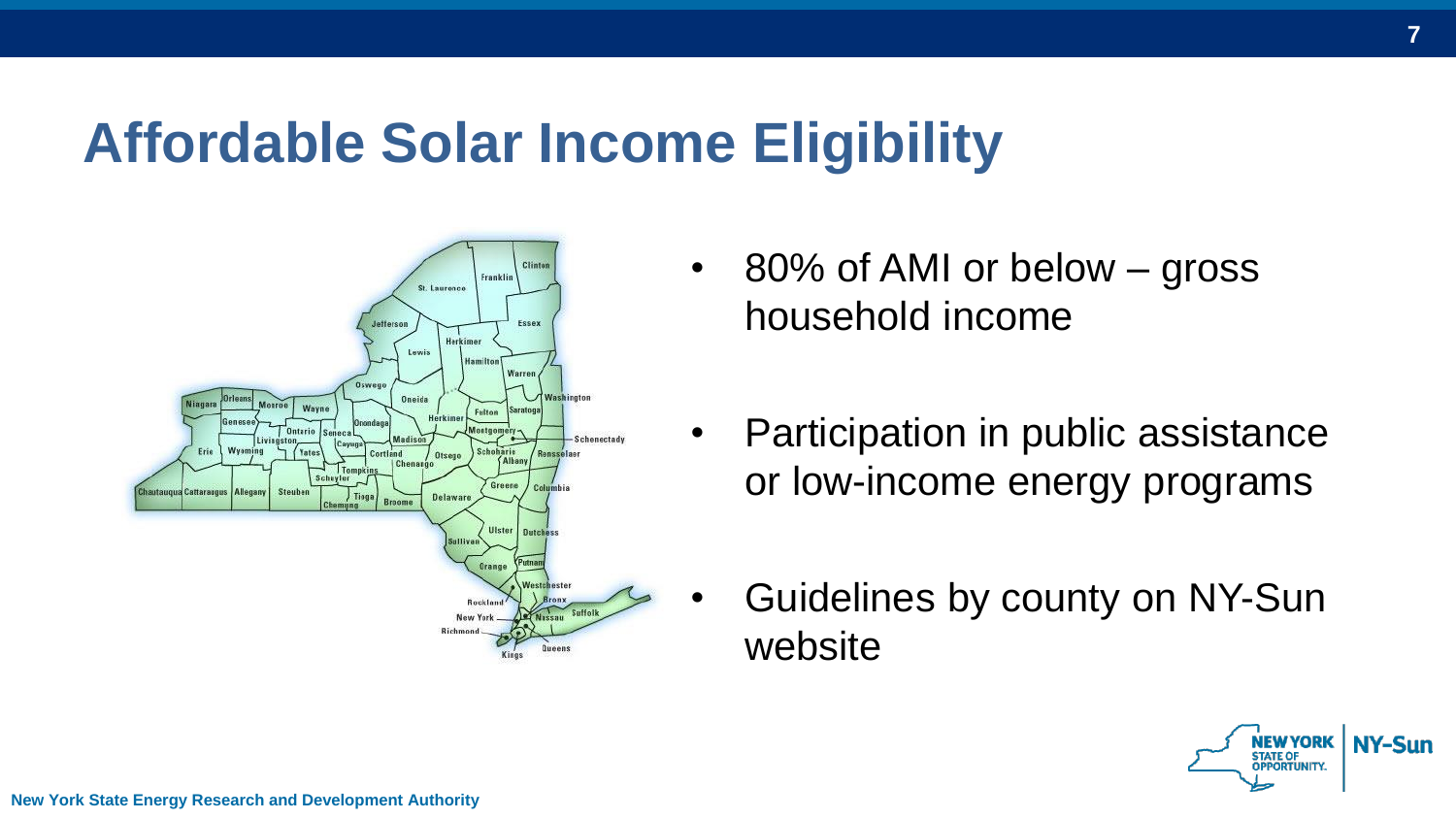# Affordable Solar Income Eligibility

- 80% of AMI or below – gross household income
- Participation in public assistance or low-income energy programs
- Guidelines by county on NY-Sun website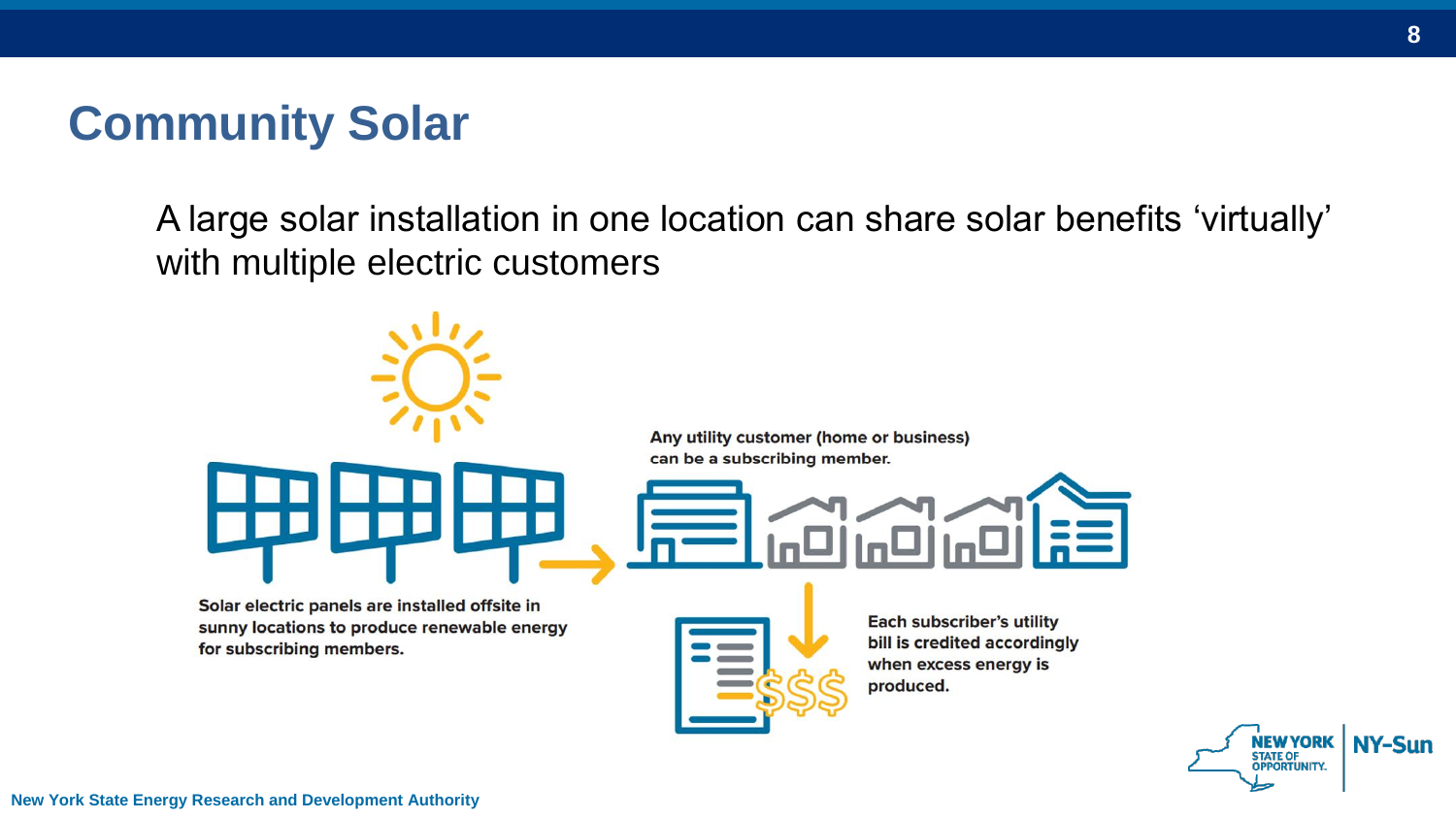# Community Solar

A large solar installation in one location can share solar benefits 'virtually' with multiple electric customers

Solar electric panels are installed offsite in sunny locations to produce renewable energy for subscribing members.

Any utility customer (home or business) can be a subscribing member.

Each subscriber's utility bill is credited accordingly when excess energy is produced.

New York State Energy Research and Development Authority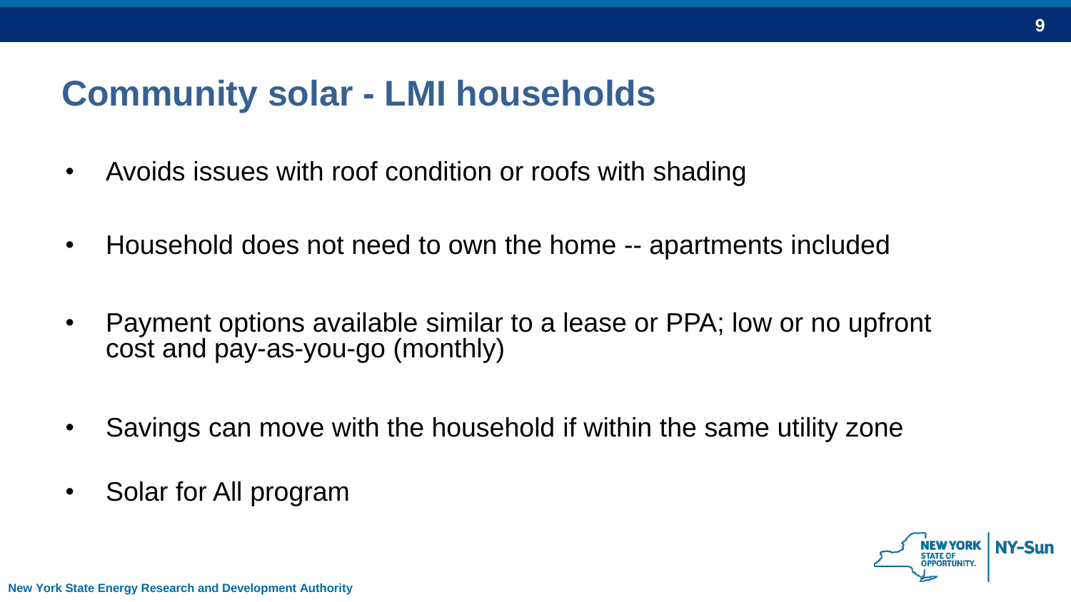# Community solar - LMI households

- Avoids issues with roof condition or roofs with shading
- Household does not need to own the home -- apartments included
- Payment options available similar to a lease or PPA; low or no upfront cost and pay-as-you-go (monthly)
- Savings can move with the household if within the same utility zone
- Solar for All program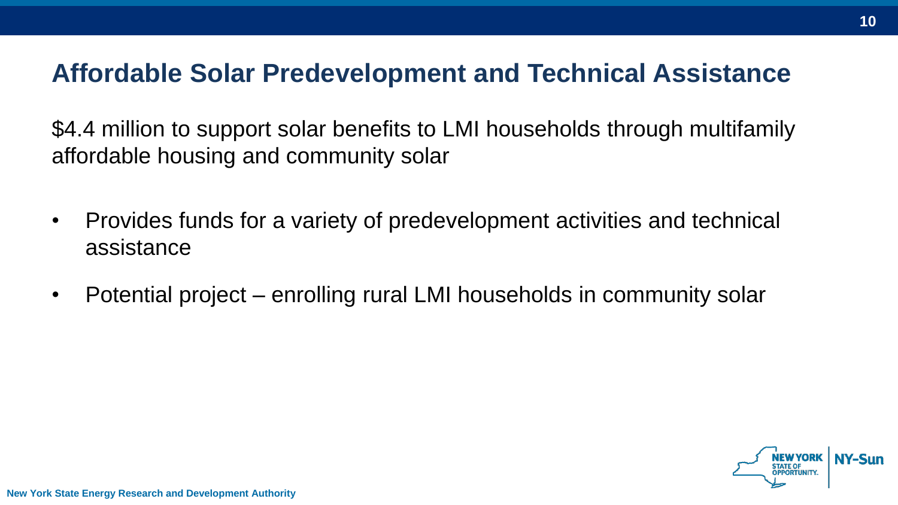## Affordable Solar Predevelopment and Technical Assistance

$4.4 million to support solar benefits to LMI households through multifamily affordable housing and community solar

- Provides funds for a variety of predevelopment activities and technical assistance
- Potential project – enrolling rural LMI households in community solar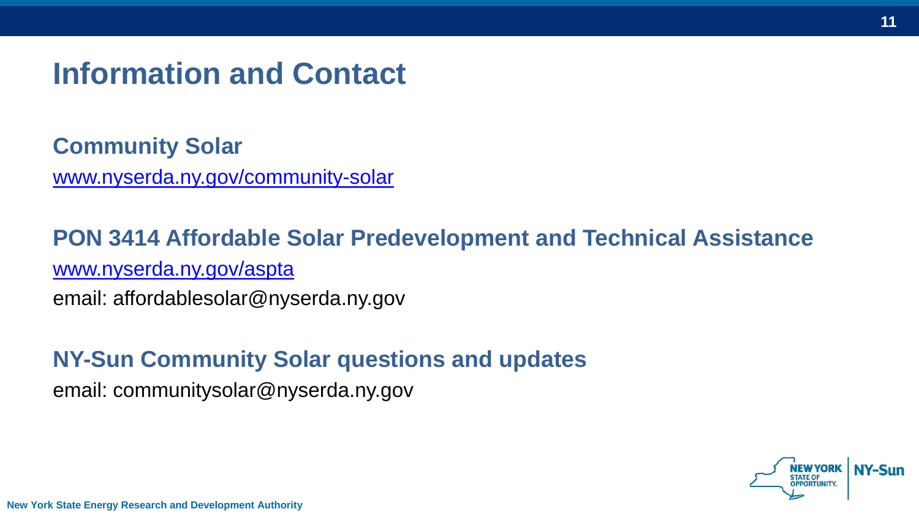# Information and Contact

## Community Solar

[www.nyserda.ny.gov/community-solar](http://www.nyserda.ny.gov/community-solar)

## PON 3414 Affordable Solar Predevelopment and Technical Assistance

[www.nyserda.ny.gov/aspta](http://www.nyserda.ny.gov/aspta)

email: affordablesolar@nyserda.ny.gov

## NY-Sun Community Solar questions and updates

email: communitysolar@nyserda.ny.gov